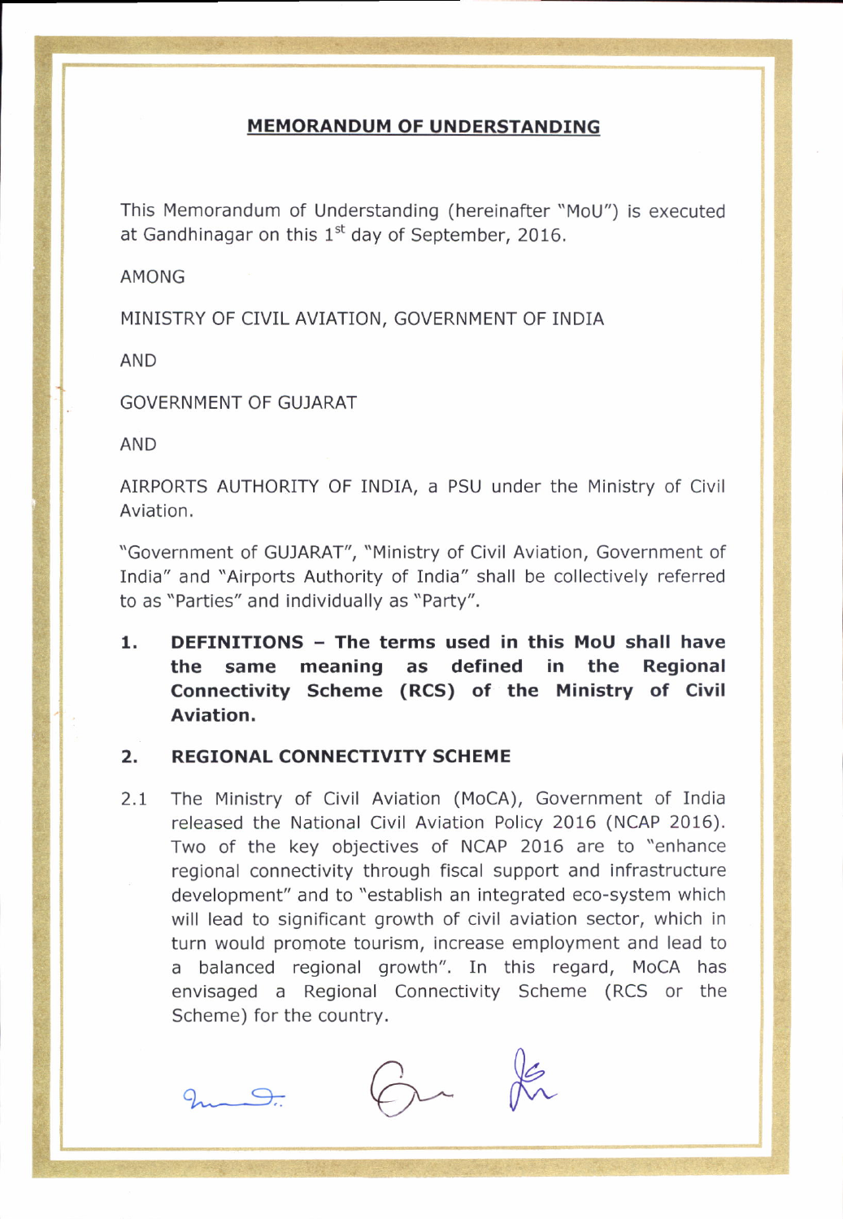# MEMORANDUM OF UNDERSTANDING

This Memorandum of Understanding (hereinafter "MoU") is executed at Gandhinagar on this 1st day of September, 2016.

AMONG

MINISTRY OF CIVIL AVIATION, GOVERNMENT OF INDIA

AND

GOVERNMENT OF GUJARAT

AND

AIRPORTS AUTHORITY OF INDIA, a PSU under the Ministry of Civil Aviation.

"Government of GUJARAT", "Ministry of Civil Aviation, Government of India" and "Airports Authority of India" shall be collectively referred to as "Parties" and individually as "Party".

**1. DEFINITIONS – The terms used in this MoU shall have the same meaning as defined in the Regional Connectivity Scheme (RCS) of the Ministry of Civil Aviation.**

**2. REGIONAL CONNECTIVITY SCHEME**

2.1 The Ministry of Civil Aviation (MoCA), Government of India released the National Civil Aviation Policy 2016 (NCAP 2016). Two of the key objectives of NCAP 2016 are to "enhance regional connectivity through fiscal support and infrastructure development" and to "establish an integrated eco-system which will lead to significant growth of civil aviation sector, which in turn would promote tourism, increase employment and lead to a balanced regional growth". In this regard, MoCA has envisaged a Regional Connectivity Scheme (RCS or the Scheme) for the country.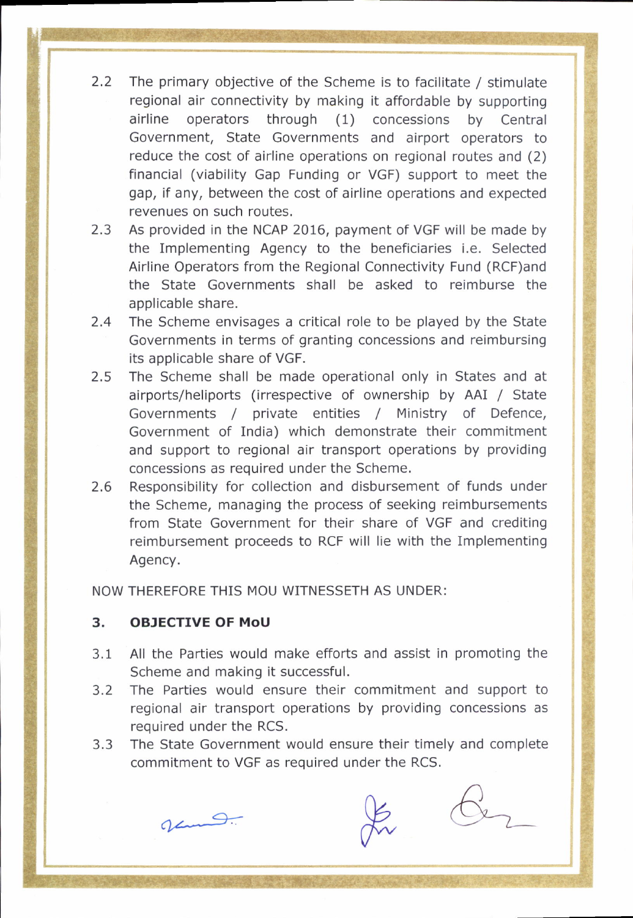2.2 The primary objective of the Scheme is to facilitate / stimulate regional air connectivity by making it affordable by supporting airline operators through (1) concessions by Central Government, State Governments and airport operators to reduce the cost of airline operations on regional routes and (2) financial (viability Gap Funding or VGF) support to meet the gap, if any, between the cost of airline operations and expected revenues on such routes.

2.3 As provided in the NCAP 2016, payment of VGF will be made by the Implementing Agency to the beneficiaries i.e. Selected Airline Operators from the Regional Connectivity Fund (RCF)and the State Governments shall be asked to reimburse the applicable share.

2.4 The Scheme envisages a critical role to be played by the State Governments in terms of granting concessions and reimbursing its applicable share of VGF.

2.5 The Scheme shall be made operational only in States and at airports/heliports (irrespective of ownership by AAI / State Governments / private entities / Ministry of Defence, Government of India) which demonstrate their commitment and support to regional air transport operations by providing concessions as required under the Scheme.

2.6 Responsibility for collection and disbursement of funds under the Scheme, managing the process of seeking reimbursements from State Government for their share of VGF and crediting reimbursement proceeds to RCF will lie with the Implementing Agency.

NOW THEREFORE THIS MOU WITNESSETH AS UNDER:

## 3. OBJECTIVE OF MoU

3.1 All the Parties would make efforts and assist in promoting the Scheme and making it successful.

3.2 The Parties would ensure their commitment and support to regional air transport operations by providing concessions as required under the RCS.

3.3 The State Government would ensure their timely and complete commitment to VGF as required under the RCS.